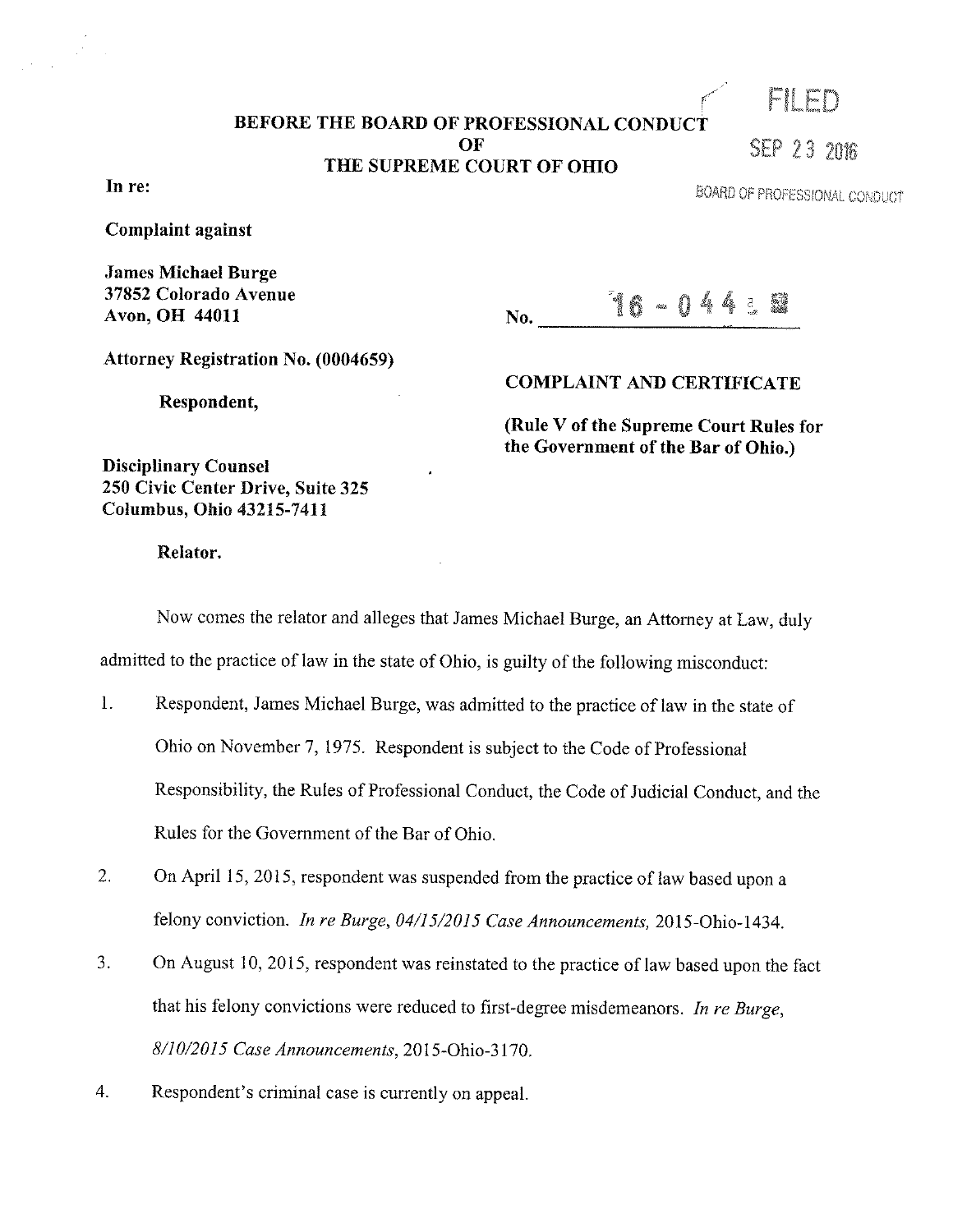FILED

SEP 23 2016

BOARD OF PROFESSIONAL CONDUCT

**BEFORE THE BOARD OF PROFESSIONAL CONDUCT**
**OF**
**THE SUPREME COURT OF OHIO**

**In re:**

**Complaint against**

**James Michael Burge**
**37852 Colorado Avenue**
**Avon, OH 44011**

**Attorney Registration No. (0004659)**

**Respondent,**

**Disciplinary Counsel**
**250 Civic Center Drive, Suite 325**
**Columbus, Ohio 43215-7411**

**Relator.**

No. 16 - 044

**COMPLAINT AND CERTIFICATE**

**(Rule V of the Supreme Court Rules for the Government of the Bar of Ohio.)**

Now comes the relator and alleges that James Michael Burge, an Attorney at Law, duly admitted to the practice of law in the state of Ohio, is guilty of the following misconduct:

1. Respondent, James Michael Burge, was admitted to the practice of law in the state of Ohio on November 7, 1975. Respondent is subject to the Code of Professional Responsibility, the Rules of Professional Conduct, the Code of Judicial Conduct, and the Rules for the Government of the Bar of Ohio.
2. On April 15, 2015, respondent was suspended from the practice of law based upon a felony conviction. *In re Burge, 04/15/2015 Case Announcements,* 2015-Ohio-1434.
3. On August 10, 2015, respondent was reinstated to the practice of law based upon the fact that his felony convictions were reduced to first-degree misdemeanors. *In re Burge, 8/10/2015 Case Announcements,* 2015-Ohio-3170.
4. Respondent's criminal case is currently on appeal.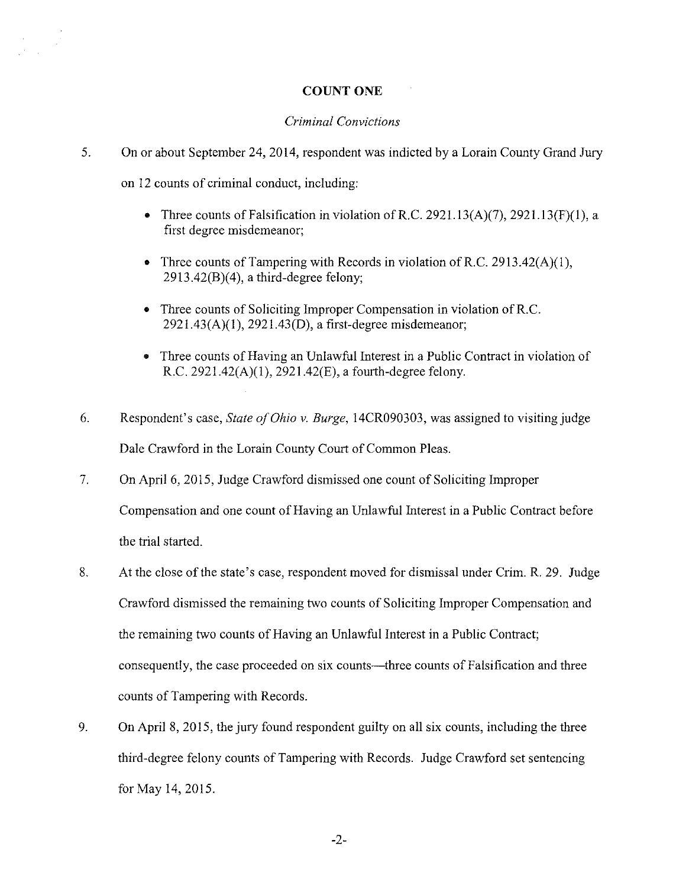**COUNT ONE**

*Criminal Convictions*

5. On or about September 24, 2014, respondent was indicted by a Lorain County Grand Jury on 12 counts of criminal conduct, including:

   - Three counts of Falsification in violation of R.C. 2921.13(A)(7), 2921.13(F)(1), a first degree misdemeanor;
   - Three counts of Tampering with Records in violation of R.C. 2913.42(A)(1), 2913.42(B)(4), a third-degree felony;
   - Three counts of Soliciting Improper Compensation in violation of R.C. 2921.43(A)(1), 2921.43(D), a first-degree misdemeanor;
   - Three counts of Having an Unlawful Interest in a Public Contract in violation of R.C. 2921.42(A)(1), 2921.42(E), a fourth-degree felony.

6. Respondent's case, *State of Ohio v. Burge*, 14CR090303, was assigned to visiting judge Dale Crawford in the Lorain County Court of Common Pleas.

7. On April 6, 2015, Judge Crawford dismissed one count of Soliciting Improper Compensation and one count of Having an Unlawful Interest in a Public Contract before the trial started.

8. At the close of the state's case, respondent moved for dismissal under Crim. R. 29. Judge Crawford dismissed the remaining two counts of Soliciting Improper Compensation and the remaining two counts of Having an Unlawful Interest in a Public Contract; consequently, the case proceeded on six counts—three counts of Falsification and three counts of Tampering with Records.

9. On April 8, 2015, the jury found respondent guilty on all six counts, including the three third-degree felony counts of Tampering with Records. Judge Crawford set sentencing for May 14, 2015.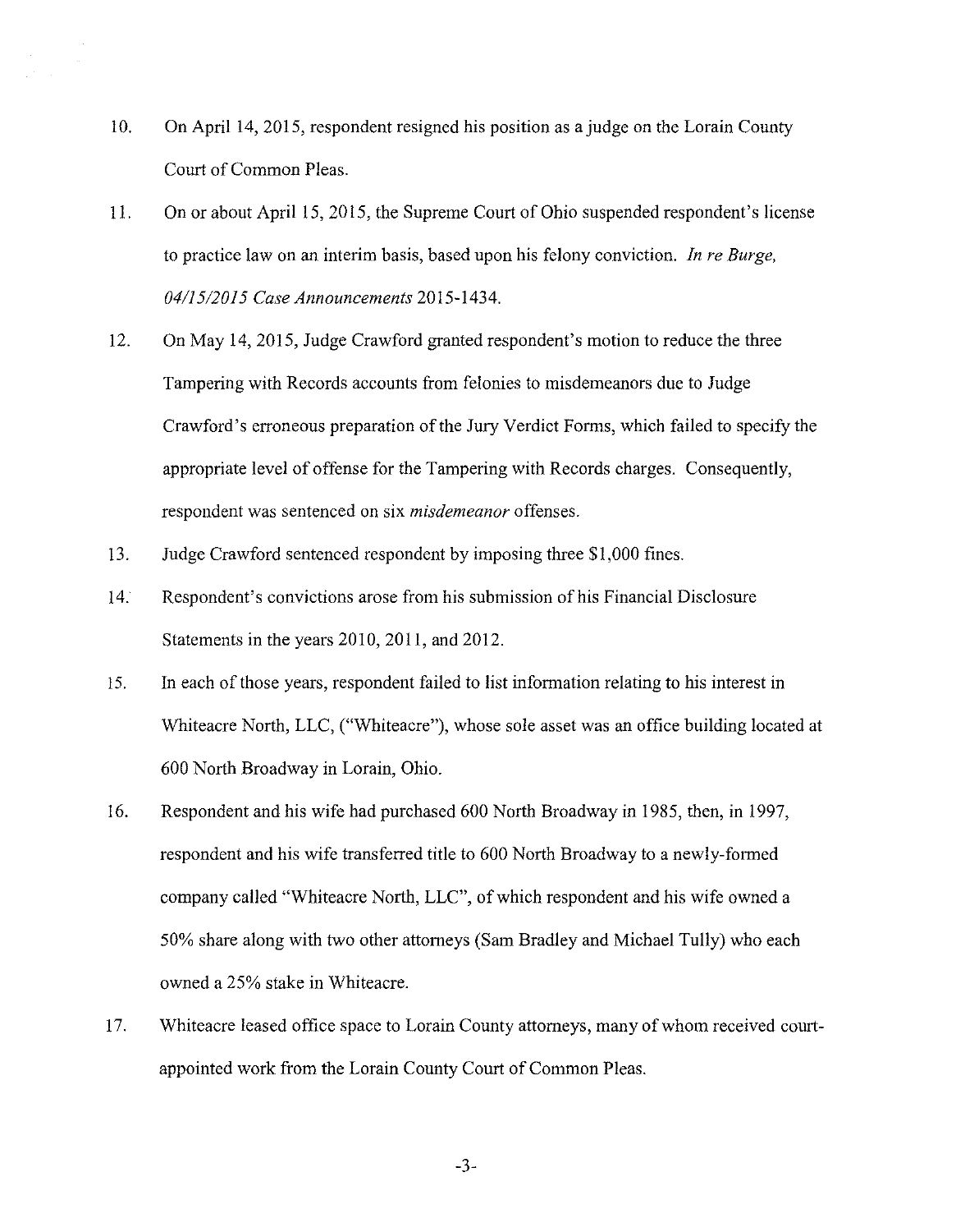10. On April 14, 2015, respondent resigned his position as a judge on the Lorain County Court of Common Pleas.

11. On or about April 15, 2015, the Supreme Court of Ohio suspended respondent's license to practice law on an interim basis, based upon his felony conviction. *In re Burge, 04/15/2015 Case Announcements* 2015-1434.

12. On May 14, 2015, Judge Crawford granted respondent's motion to reduce the three Tampering with Records accounts from felonies to misdemeanors due to Judge Crawford's erroneous preparation of the Jury Verdict Forms, which failed to specify the appropriate level of offense for the Tampering with Records charges. Consequently, respondent was sentenced on six *misdemeanor* offenses.

13. Judge Crawford sentenced respondent by imposing three $1,000 fines.

14. Respondent's convictions arose from his submission of his Financial Disclosure Statements in the years 2010, 2011, and 2012.

15. In each of those years, respondent failed to list information relating to his interest in Whiteacre North, LLC, ("Whiteacre"), whose sole asset was an office building located at 600 North Broadway in Lorain, Ohio.

16. Respondent and his wife had purchased 600 North Broadway in 1985, then, in 1997, respondent and his wife transferred title to 600 North Broadway to a newly-formed company called "Whiteacre North, LLC", of which respondent and his wife owned a 50% share along with two other attorneys (Sam Bradley and Michael Tully) who each owned a 25% stake in Whiteacre.

17. Whiteacre leased office space to Lorain County attorneys, many of whom received court-appointed work from the Lorain County Court of Common Pleas.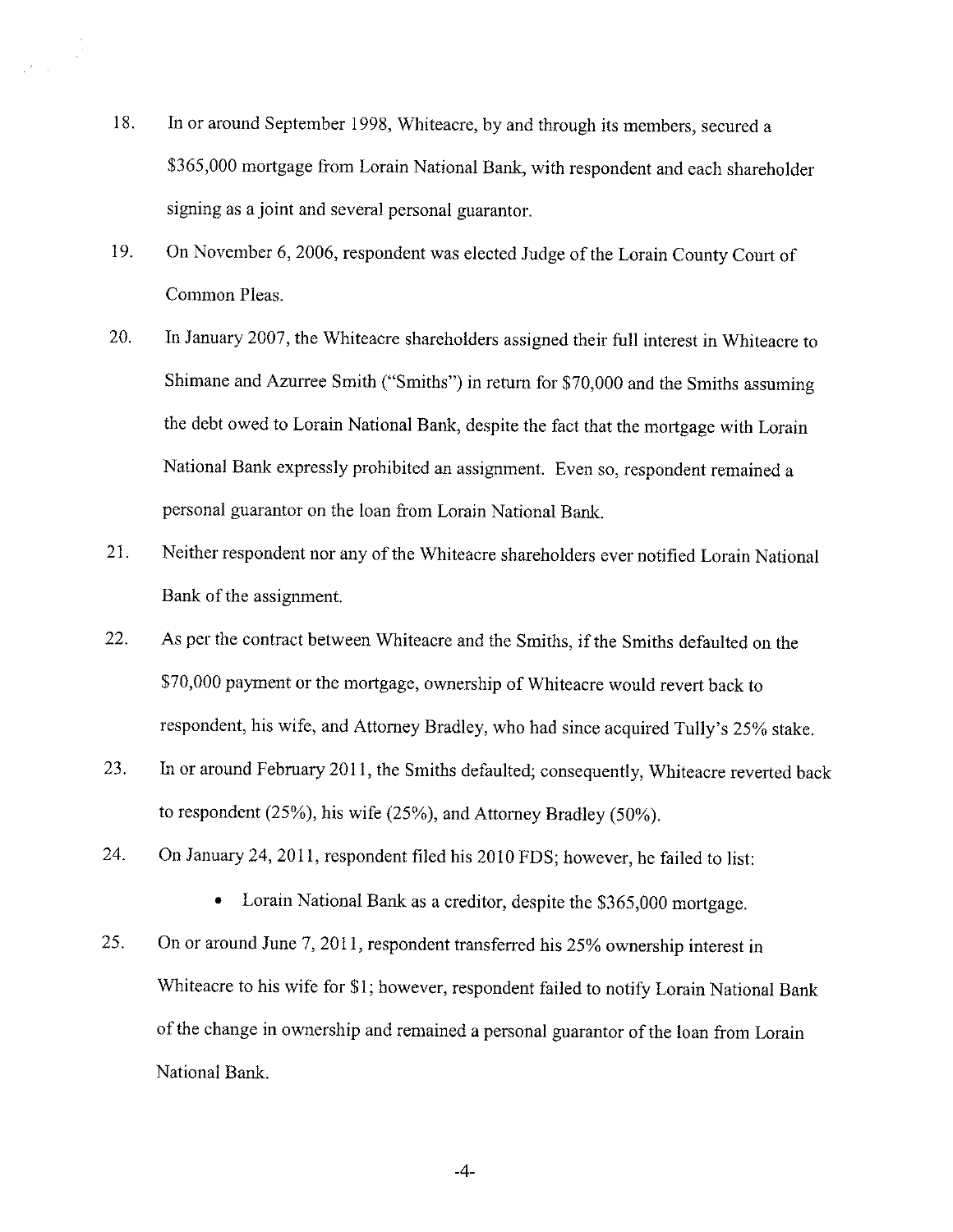18. In or around September 1998, Whiteacre, by and through its members, secured a $365,000 mortgage from Lorain National Bank, with respondent and each shareholder signing as a joint and several personal guarantor.

19. On November 6, 2006, respondent was elected Judge of the Lorain County Court of Common Pleas.

20. In January 2007, the Whiteacre shareholders assigned their full interest in Whiteacre to Shimane and Azurree Smith ("Smiths") in return for $70,000 and the Smiths assuming the debt owed to Lorain National Bank, despite the fact that the mortgage with Lorain National Bank expressly prohibited an assignment. Even so, respondent remained a personal guarantor on the loan from Lorain National Bank.

21. Neither respondent nor any of the Whiteacre shareholders ever notified Lorain National Bank of the assignment.

22. As per the contract between Whiteacre and the Smiths, if the Smiths defaulted on the $70,000 payment or the mortgage, ownership of Whiteacre would revert back to respondent, his wife, and Attorney Bradley, who had since acquired Tully's 25% stake.

23. In or around February 2011, the Smiths defaulted; consequently, Whiteacre reverted back to respondent (25%), his wife (25%), and Attorney Bradley (50%).

24. On January 24, 2011, respondent filed his 2010 FDS; however, he failed to list:

    - Lorain National Bank as a creditor, despite the $365,000 mortgage.

25. On or around June 7, 2011, respondent transferred his 25% ownership interest in Whiteacre to his wife for $1; however, respondent failed to notify Lorain National Bank of the change in ownership and remained a personal guarantor of the loan from Lorain National Bank.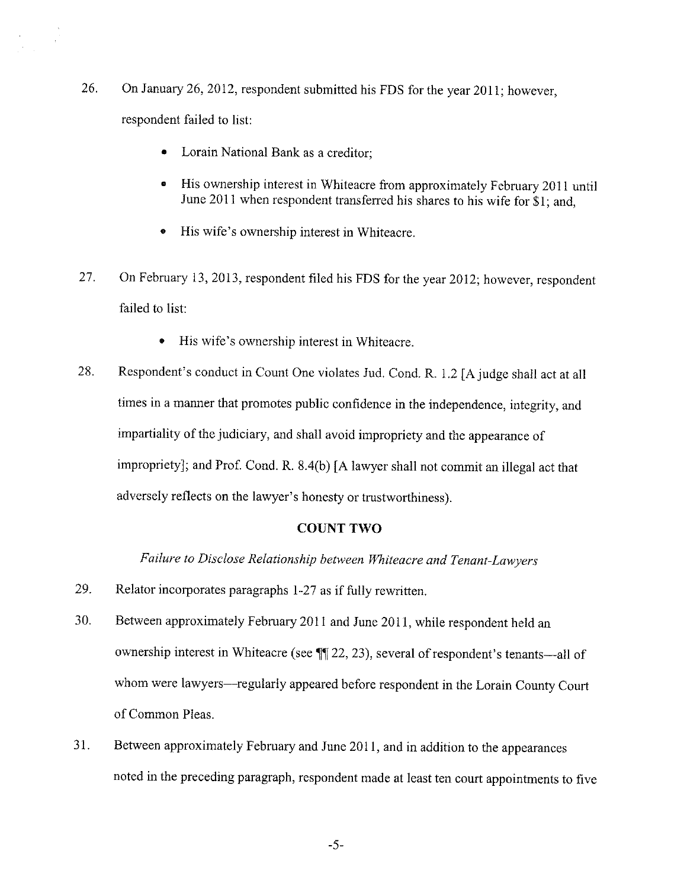26. On January 26, 2012, respondent submitted his FDS for the year 2011; however, respondent failed to list:

    - Lorain National Bank as a creditor;
    - His ownership interest in Whiteacre from approximately February 2011 until June 2011 when respondent transferred his shares to his wife for $1; and,
    - His wife's ownership interest in Whiteacre.

27. On February 13, 2013, respondent filed his FDS for the year 2012; however, respondent failed to list:

    - His wife's ownership interest in Whiteacre.

28. Respondent's conduct in Count One violates Jud. Cond. R. 1.2 [A judge shall act at all times in a manner that promotes public confidence in the independence, integrity, and impartiality of the judiciary, and shall avoid impropriety and the appearance of impropriety]; and Prof. Cond. R. 8.4(b) [A lawyer shall not commit an illegal act that adversely reflects on the lawyer's honesty or trustworthiness).

## COUNT TWO

*Failure to Disclose Relationship between Whiteacre and Tenant-Lawyers*

29. Relator incorporates paragraphs 1-27 as if fully rewritten.

30. Between approximately February 2011 and June 2011, while respondent held an ownership interest in Whiteacre (see ¶¶ 22, 23), several of respondent's tenants—all of whom were lawyers—regularly appeared before respondent in the Lorain County Court of Common Pleas.

31. Between approximately February and June 2011, and in addition to the appearances noted in the preceding paragraph, respondent made at least ten court appointments to five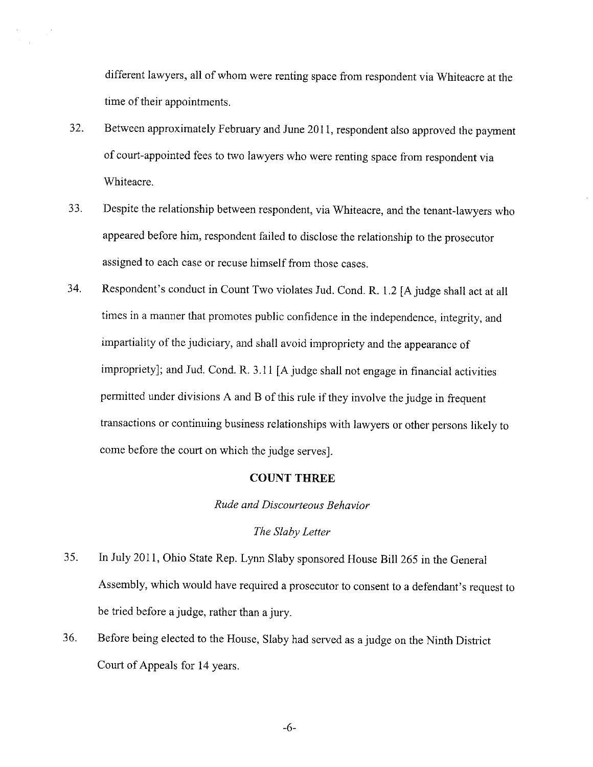different lawyers, all of whom were renting space from respondent via Whiteacre at the time of their appointments.

32. Between approximately February and June 2011, respondent also approved the payment of court-appointed fees to two lawyers who were renting space from respondent via Whiteacre.

33. Despite the relationship between respondent, via Whiteacre, and the tenant-lawyers who appeared before him, respondent failed to disclose the relationship to the prosecutor assigned to each case or recuse himself from those cases.

34. Respondent's conduct in Count Two violates Jud. Cond. R. 1.2 [A judge shall act at all times in a manner that promotes public confidence in the independence, integrity, and impartiality of the judiciary, and shall avoid impropriety and the appearance of impropriety]; and Jud. Cond. R. 3.11 [A judge shall not engage in financial activities permitted under divisions A and B of this rule if they involve the judge in frequent transactions or continuing business relationships with lawyers or other persons likely to come before the court on which the judge serves].

## COUNT THREE

*Rude and Discourteous Behavior*

*The Slaby Letter*

35. In July 2011, Ohio State Rep. Lynn Slaby sponsored House Bill 265 in the General Assembly, which would have required a prosecutor to consent to a defendant's request to be tried before a judge, rather than a jury.

36. Before being elected to the House, Slaby had served as a judge on the Ninth District Court of Appeals for 14 years.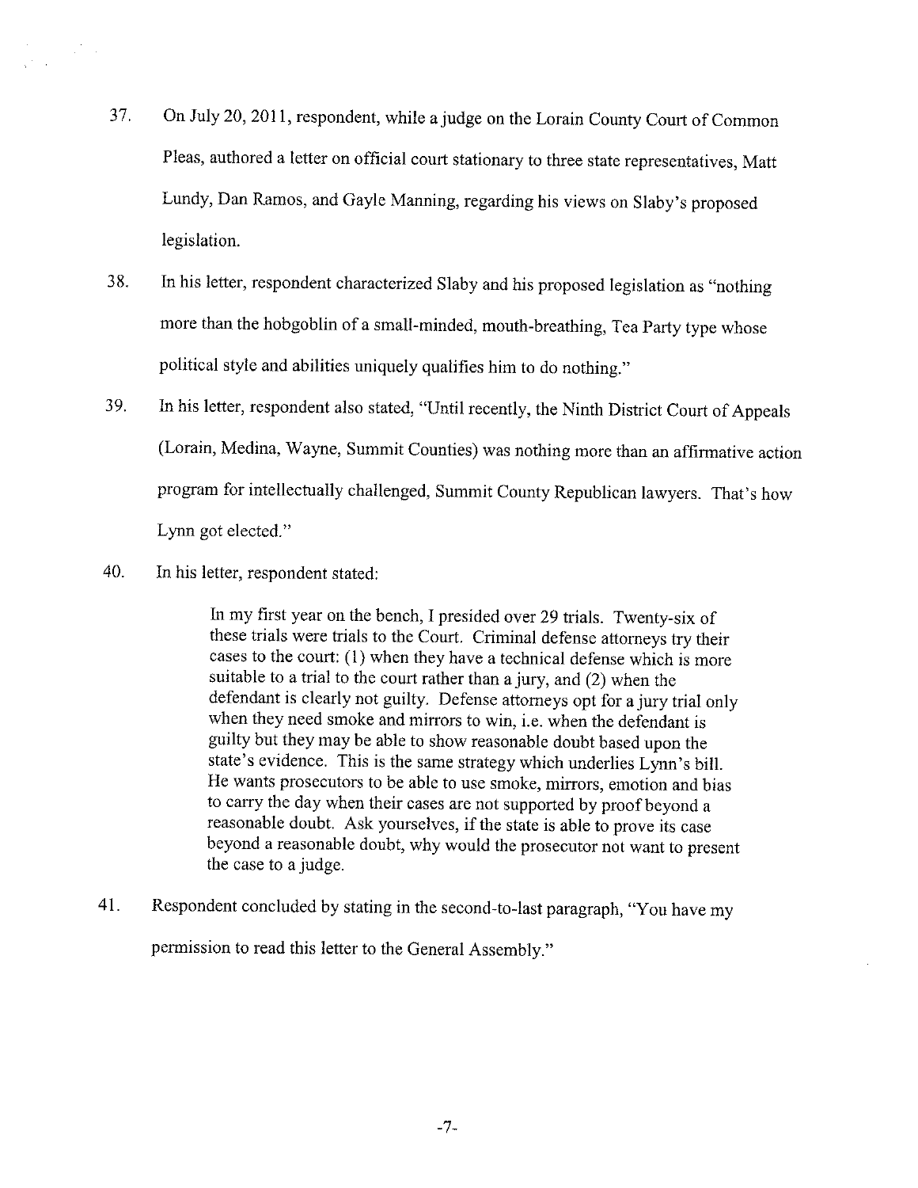37. On July 20, 2011, respondent, while a judge on the Lorain County Court of Common Pleas, authored a letter on official court stationary to three state representatives, Matt Lundy, Dan Ramos, and Gayle Manning, regarding his views on Slaby's proposed legislation.

38. In his letter, respondent characterized Slaby and his proposed legislation as "nothing more than the hobgoblin of a small-minded, mouth-breathing, Tea Party type whose political style and abilities uniquely qualifies him to do nothing."

39. In his letter, respondent also stated, "Until recently, the Ninth District Court of Appeals (Lorain, Medina, Wayne, Summit Counties) was nothing more than an affirmative action program for intellectually challenged, Summit County Republican lawyers. That's how Lynn got elected."

40. In his letter, respondent stated:

> In my first year on the bench, I presided over 29 trials. Twenty-six of these trials were trials to the Court. Criminal defense attorneys try their cases to the court: (1) when they have a technical defense which is more suitable to a trial to the court rather than a jury, and (2) when the defendant is clearly not guilty. Defense attorneys opt for a jury trial only when they need smoke and mirrors to win, i.e. when the defendant is guilty but they may be able to show reasonable doubt based upon the state's evidence. This is the same strategy which underlies Lynn's bill. He wants prosecutors to be able to use smoke, mirrors, emotion and bias to carry the day when their cases are not supported by proof beyond a reasonable doubt. Ask yourselves, if the state is able to prove its case beyond a reasonable doubt, why would the prosecutor not want to present the case to a judge.

41. Respondent concluded by stating in the second-to-last paragraph, "You have my permission to read this letter to the General Assembly."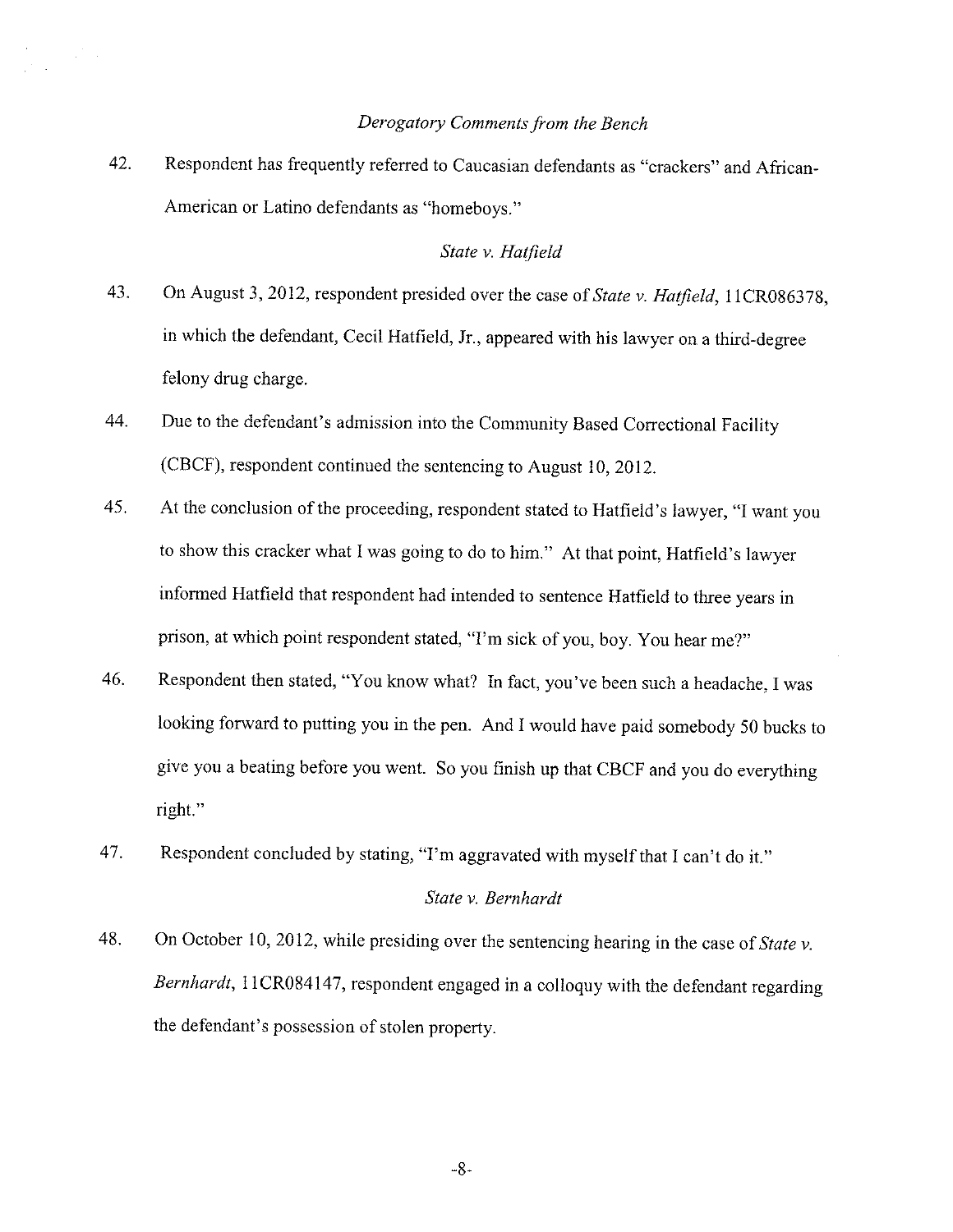*Derogatory Comments from the Bench*

42. Respondent has frequently referred to Caucasian defendants as "crackers" and African-American or Latino defendants as "homeboys."

*State v. Hatfield*

43. On August 3, 2012, respondent presided over the case of *State v. Hatfield*, 11CR086378, in which the defendant, Cecil Hatfield, Jr., appeared with his lawyer on a third-degree felony drug charge.

44. Due to the defendant's admission into the Community Based Correctional Facility (CBCF), respondent continued the sentencing to August 10, 2012.

45. At the conclusion of the proceeding, respondent stated to Hatfield's lawyer, "I want you to show this cracker what I was going to do to him." At that point, Hatfield's lawyer informed Hatfield that respondent had intended to sentence Hatfield to three years in prison, at which point respondent stated, "I'm sick of you, boy. You hear me?"

46. Respondent then stated, "You know what? In fact, you've been such a headache, I was looking forward to putting you in the pen. And I would have paid somebody 50 bucks to give you a beating before you went. So you finish up that CBCF and you do everything right."

47. Respondent concluded by stating, "I'm aggravated with myself that I can't do it."

*State v. Bernhardt*

48. On October 10, 2012, while presiding over the sentencing hearing in the case of *State v. Bernhardt*, 11CR084147, respondent engaged in a colloquy with the defendant regarding the defendant's possession of stolen property.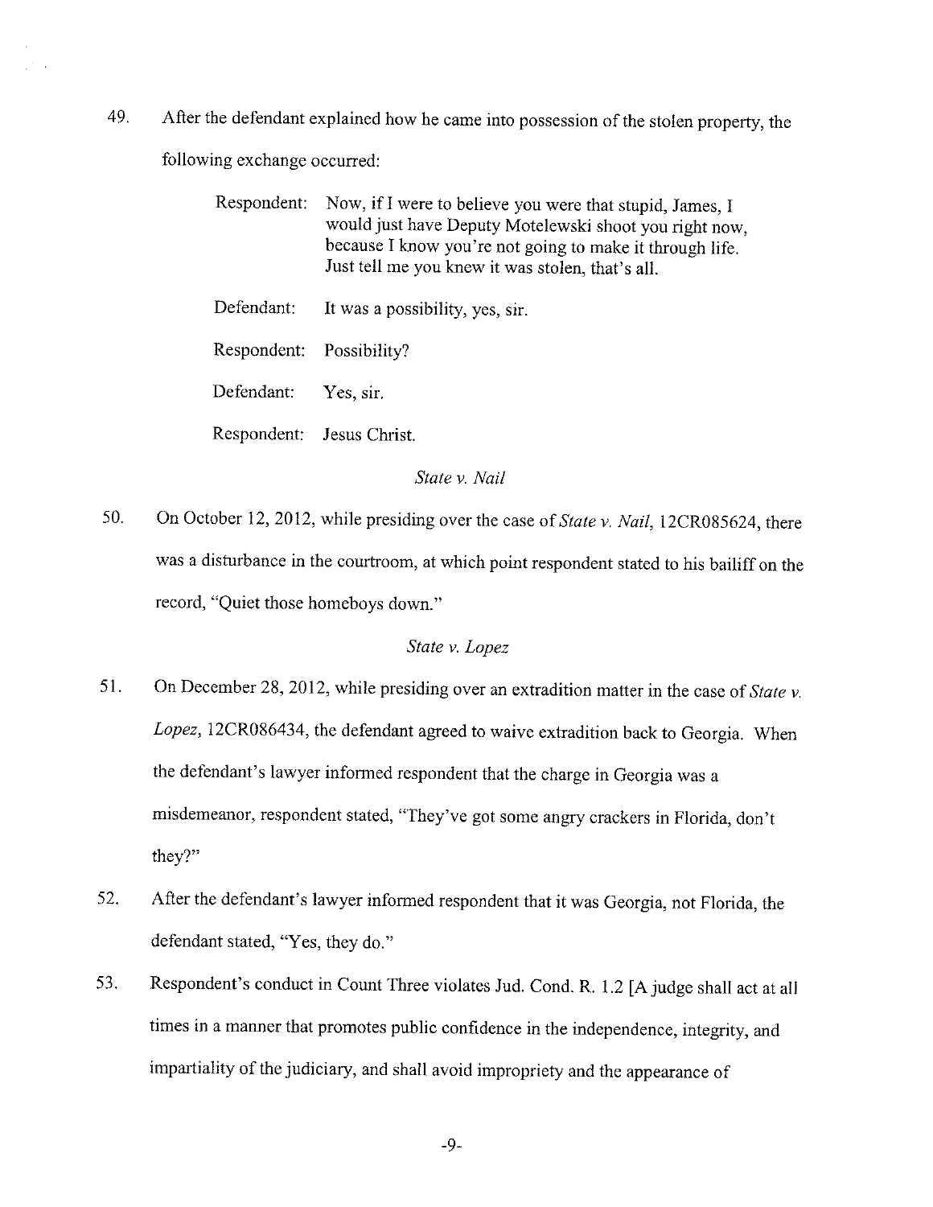49. After the defendant explained how he came into possession of the stolen property, the following exchange occurred:

| | |
|---|---|
| Respondent: | Now, if I were to believe you were that stupid, James, I would just have Deputy Motelewski shoot you right now, because I know you're not going to make it through life. Just tell me you knew it was stolen, that's all. |
| Defendant: | It was a possibility, yes, sir. |
| Respondent: | Possibility? |
| Defendant: | Yes, sir. |
| Respondent: | Jesus Christ. |

*State v. Nail*

50. On October 12, 2012, while presiding over the case of *State v. Nail,* 12CR085624, there was a disturbance in the courtroom, at which point respondent stated to his bailiff on the record, "Quiet those homeboys down."

*State v. Lopez*

51. On December 28, 2012, while presiding over an extradition matter in the case of *State v. Lopez,* 12CR086434, the defendant agreed to waive extradition back to Georgia. When the defendant's lawyer informed respondent that the charge in Georgia was a misdemeanor, respondent stated, "They've got some angry crackers in Florida, don't they?"

52. After the defendant's lawyer informed respondent that it was Georgia, not Florida, the defendant stated, "Yes, they do."

53. Respondent's conduct in Count Three violates Jud. Cond. R. 1.2 [A judge shall act at all times in a manner that promotes public confidence in the independence, integrity, and impartiality of the judiciary, and shall avoid impropriety and the appearance of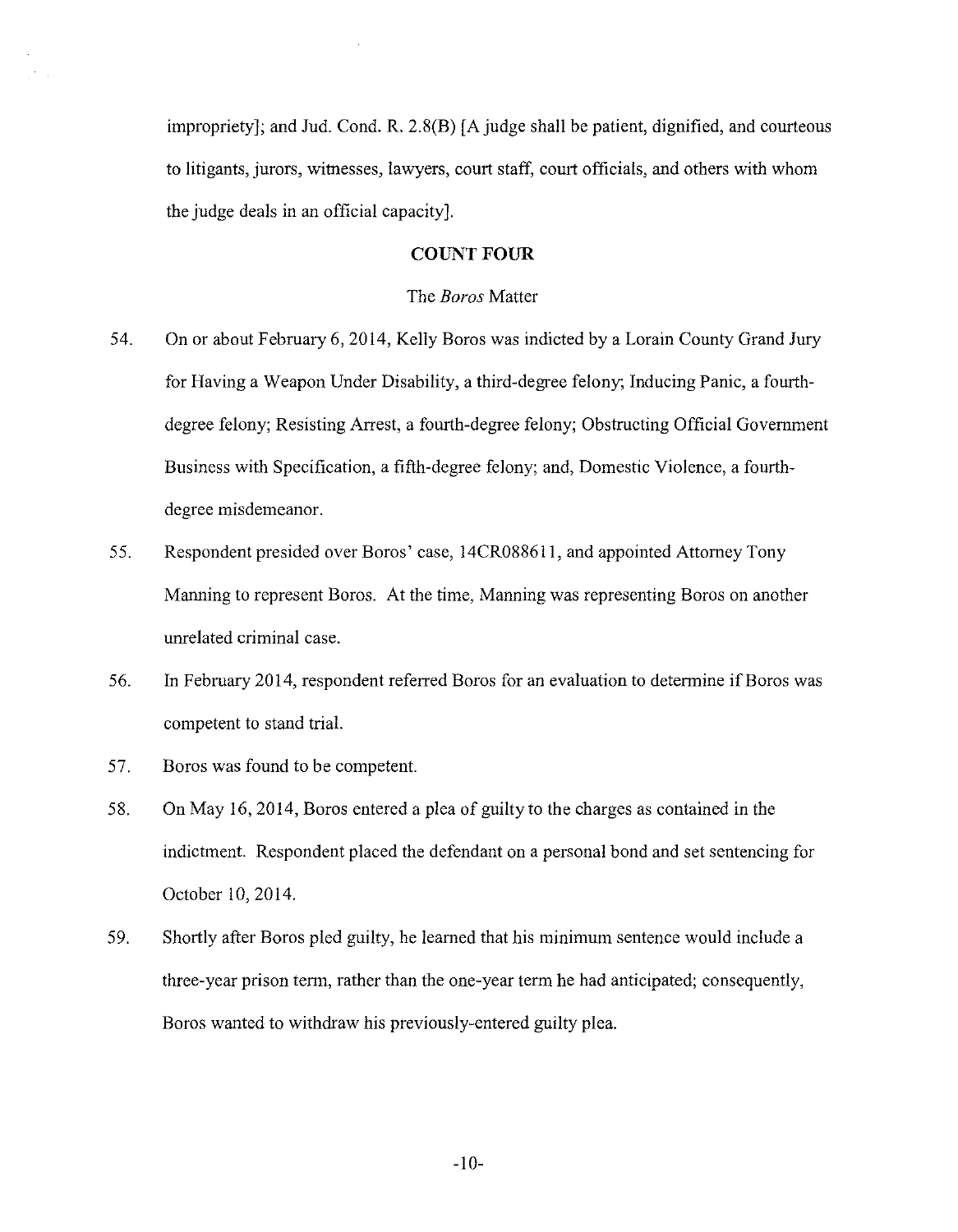impropriety]; and Jud. Cond. R. 2.8(B) [A judge shall be patient, dignified, and courteous to litigants, jurors, witnesses, lawyers, court staff, court officials, and others with whom the judge deals in an official capacity].

## COUNT FOUR

The *Boros* Matter

54. On or about February 6, 2014, Kelly Boros was indicted by a Lorain County Grand Jury for Having a Weapon Under Disability, a third-degree felony; Inducing Panic, a fourth-degree felony; Resisting Arrest, a fourth-degree felony; Obstructing Official Government Business with Specification, a fifth-degree felony; and, Domestic Violence, a fourth-degree misdemeanor.

55. Respondent presided over Boros' case, 14CR088611, and appointed Attorney Tony Manning to represent Boros. At the time, Manning was representing Boros on another unrelated criminal case.

56. In February 2014, respondent referred Boros for an evaluation to determine if Boros was competent to stand trial.

57. Boros was found to be competent.

58. On May 16, 2014, Boros entered a plea of guilty to the charges as contained in the indictment. Respondent placed the defendant on a personal bond and set sentencing for October 10, 2014.

59. Shortly after Boros pled guilty, he learned that his minimum sentence would include a three-year prison term, rather than the one-year term he had anticipated; consequently, Boros wanted to withdraw his previously-entered guilty plea.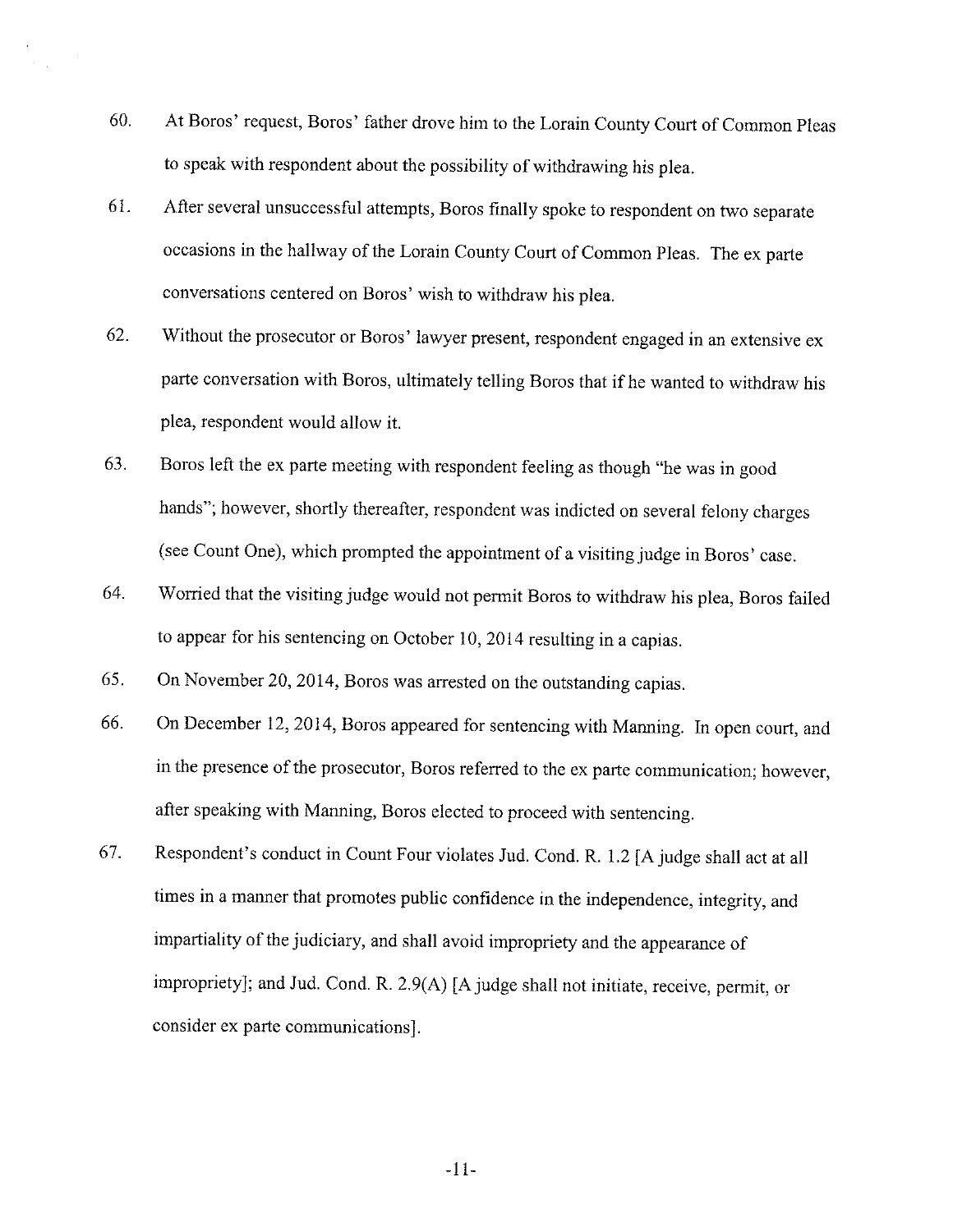60. At Boros' request, Boros' father drove him to the Lorain County Court of Common Pleas to speak with respondent about the possibility of withdrawing his plea.

61. After several unsuccessful attempts, Boros finally spoke to respondent on two separate occasions in the hallway of the Lorain County Court of Common Pleas. The ex parte conversations centered on Boros' wish to withdraw his plea.

62. Without the prosecutor or Boros' lawyer present, respondent engaged in an extensive ex parte conversation with Boros, ultimately telling Boros that if he wanted to withdraw his plea, respondent would allow it.

63. Boros left the ex parte meeting with respondent feeling as though "he was in good hands"; however, shortly thereafter, respondent was indicted on several felony charges (see Count One), which prompted the appointment of a visiting judge in Boros' case.

64. Worried that the visiting judge would not permit Boros to withdraw his plea, Boros failed to appear for his sentencing on October 10, 2014 resulting in a capias.

65. On November 20, 2014, Boros was arrested on the outstanding capias.

66. On December 12, 2014, Boros appeared for sentencing with Manning. In open court, and in the presence of the prosecutor, Boros referred to the ex parte communication; however, after speaking with Manning, Boros elected to proceed with sentencing.

67. Respondent's conduct in Count Four violates Jud. Cond. R. 1.2 [A judge shall act at all times in a manner that promotes public confidence in the independence, integrity, and impartiality of the judiciary, and shall avoid impropriety and the appearance of impropriety]; and Jud. Cond. R. 2.9(A) [A judge shall not initiate, receive, permit, or consider ex parte communications].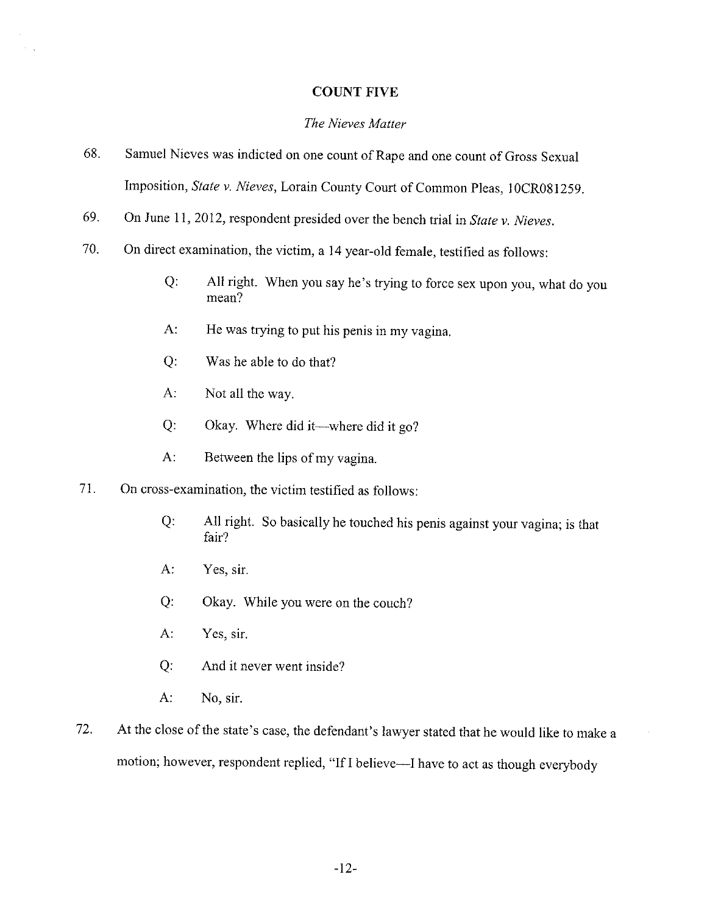**COUNT FIVE**

*The Nieves Matter*

68. Samuel Nieves was indicted on one count of Rape and one count of Gross Sexual Imposition, *State v. Nieves*, Lorain County Court of Common Pleas, 10CR081259.

69. On June 11, 2012, respondent presided over the bench trial in *State v. Nieves*.

70. On direct examination, the victim, a 14 year-old female, testified as follows:

> Q: All right. When you say he's trying to force sex upon you, what do you mean?
>
> A: He was trying to put his penis in my vagina.
>
> Q: Was he able to do that?
>
> A: Not all the way.
>
> Q: Okay. Where did it—where did it go?
>
> A: Between the lips of my vagina.

71. On cross-examination, the victim testified as follows:

> Q: All right. So basically he touched his penis against your vagina; is that fair?
>
> A: Yes, sir.
>
> Q: Okay. While you were on the couch?
>
> A: Yes, sir.
>
> Q: And it never went inside?
>
> A: No, sir.

72. At the close of the state's case, the defendant's lawyer stated that he would like to make a motion; however, respondent replied, "If I believe—I have to act as though everybody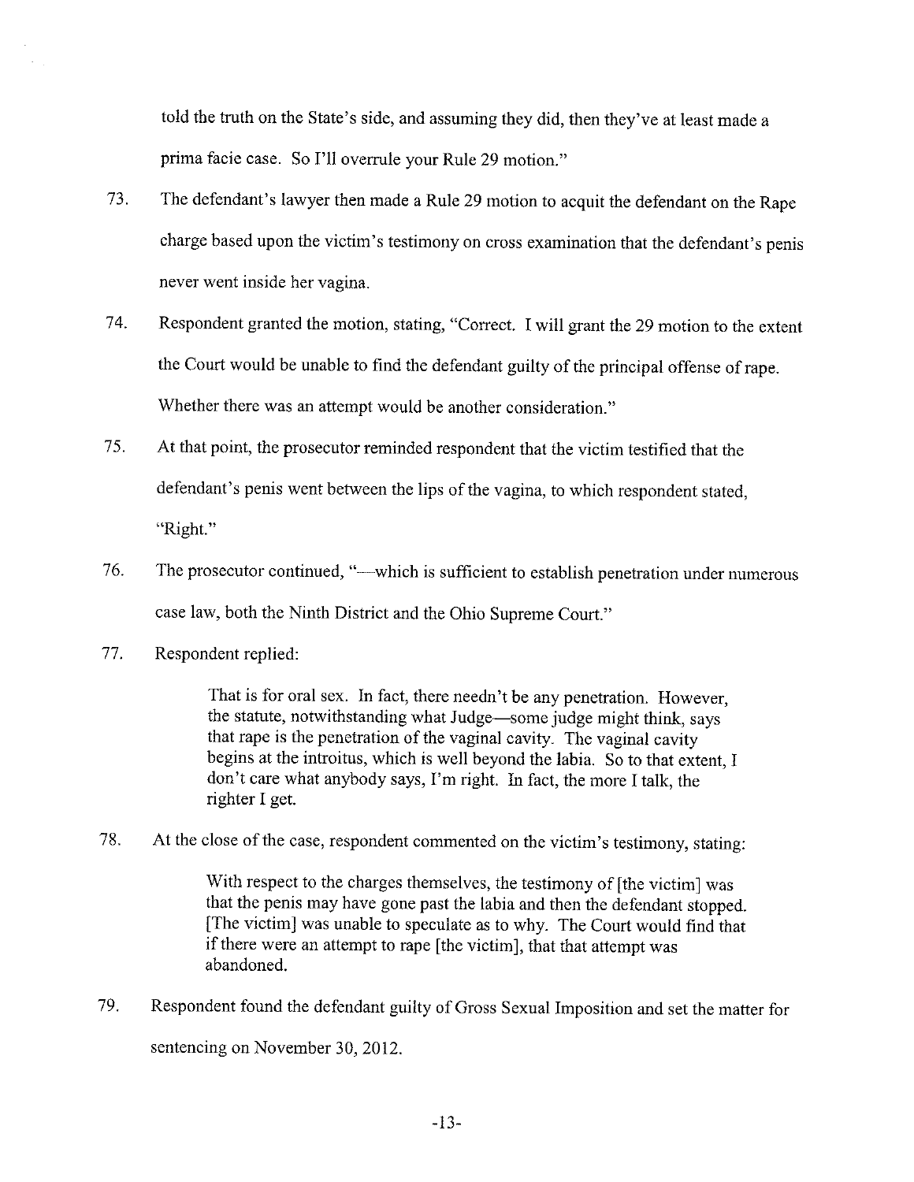told the truth on the State's side, and assuming they did, then they've at least made a prima facie case. So I'll overrule your Rule 29 motion."

73. The defendant's lawyer then made a Rule 29 motion to acquit the defendant on the Rape charge based upon the victim's testimony on cross examination that the defendant's penis never went inside her vagina.

74. Respondent granted the motion, stating, "Correct. I will grant the 29 motion to the extent the Court would be unable to find the defendant guilty of the principal offense of rape. Whether there was an attempt would be another consideration."

75. At that point, the prosecutor reminded respondent that the victim testified that the defendant's penis went between the lips of the vagina, to which respondent stated, "Right."

76. The prosecutor continued, "—which is sufficient to establish penetration under numerous case law, both the Ninth District and the Ohio Supreme Court."

77. Respondent replied:

> That is for oral sex. In fact, there needn't be any penetration. However, the statute, notwithstanding what Judge—some judge might think, says that rape is the penetration of the vaginal cavity. The vaginal cavity begins at the introitus, which is well beyond the labia. So to that extent, I don't care what anybody says, I'm right. In fact, the more I talk, the righter I get.

78. At the close of the case, respondent commented on the victim's testimony, stating:

> With respect to the charges themselves, the testimony of [the victim] was that the penis may have gone past the labia and then the defendant stopped. [The victim] was unable to speculate as to why. The Court would find that if there were an attempt to rape [the victim], that that attempt was abandoned.

79. Respondent found the defendant guilty of Gross Sexual Imposition and set the matter for sentencing on November 30, 2012.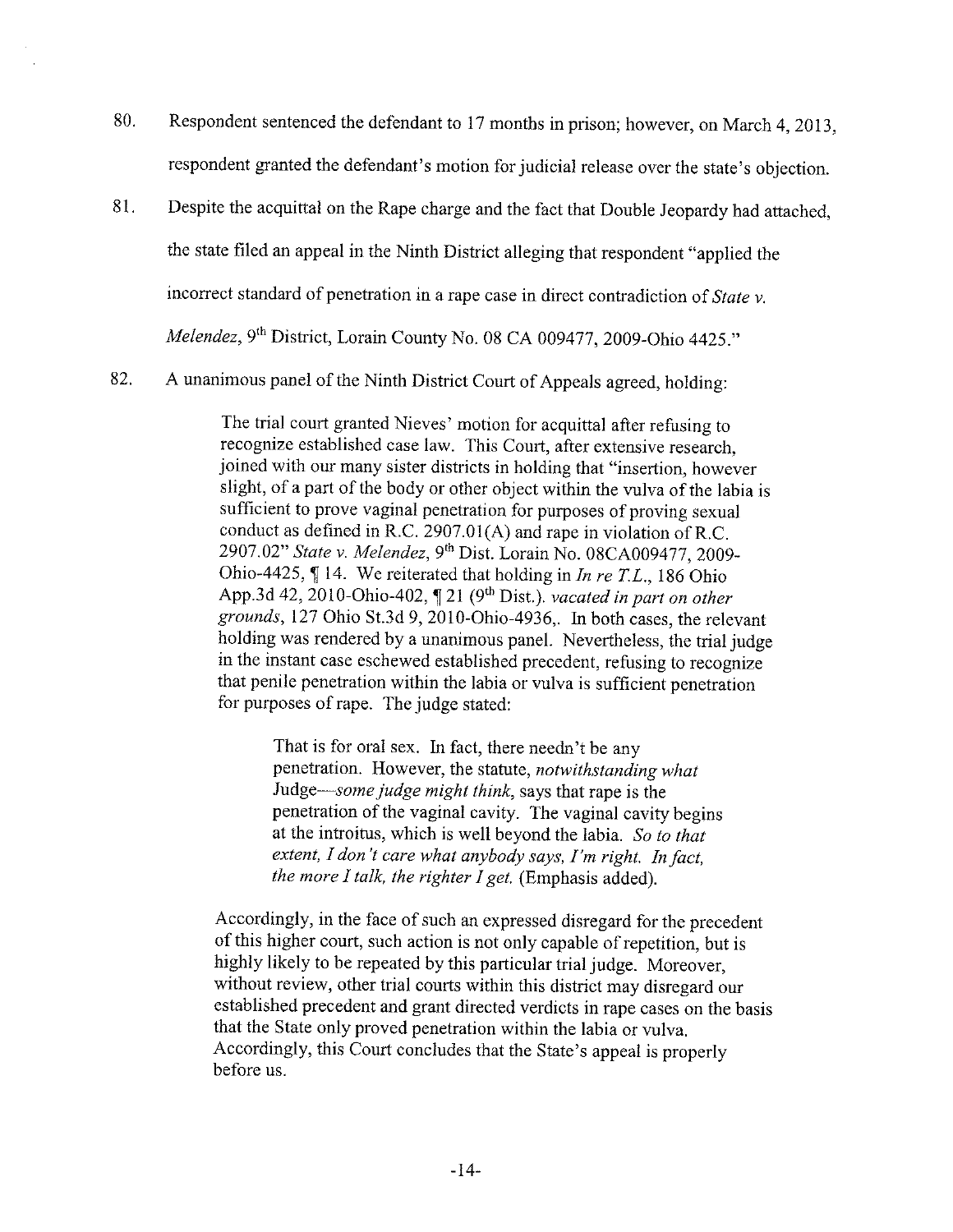80. Respondent sentenced the defendant to 17 months in prison; however, on March 4, 2013, respondent granted the defendant's motion for judicial release over the state's objection.

81. Despite the acquittal on the Rape charge and the fact that Double Jeopardy had attached, the state filed an appeal in the Ninth District alleging that respondent "applied the incorrect standard of penetration in a rape case in direct contradiction of *State v. Melendez*, 9th District, Lorain County No. 08 CA 009477, 2009-Ohio 4425."

82. A unanimous panel of the Ninth District Court of Appeals agreed, holding:

> The trial court granted Nieves' motion for acquittal after refusing to recognize established case law. This Court, after extensive research, joined with our many sister districts in holding that "insertion, however slight, of a part of the body or other object within the vulva of the labia is sufficient to prove vaginal penetration for purposes of proving sexual conduct as defined in R.C. 2907.01(A) and rape in violation of R.C. 2907.02" *State v. Melendez*, 9th Dist. Lorain No. 08CA009477, 2009-Ohio-4425, ¶ 14. We reiterated that holding in *In re T.L.*, 186 Ohio App.3d 42, 2010-Ohio-402, ¶ 21 (9th Dist.). *vacated in part on other grounds*, 127 Ohio St.3d 9, 2010-Ohio-4936,. In both cases, the relevant holding was rendered by a unanimous panel. Nevertheless, the trial judge in the instant case eschewed established precedent, refusing to recognize that penile penetration within the labia or vulva is sufficient penetration for purposes of rape. The judge stated:
>
> > That is for oral sex. In fact, there needn't be any penetration. However, the statute, *notwithstanding what* Judge—*some judge might think*, says that rape is the penetration of the vaginal cavity. The vaginal cavity begins at the introitus, which is well beyond the labia. *So to that extent, I don't care what anybody says, I'm right. In fact, the more I talk, the righter I get.* (Emphasis added).
>
> Accordingly, in the face of such an expressed disregard for the precedent of this higher court, such action is not only capable of repetition, but is highly likely to be repeated by this particular trial judge. Moreover, without review, other trial courts within this district may disregard our established precedent and grant directed verdicts in rape cases on the basis that the State only proved penetration within the labia or vulva. Accordingly, this Court concludes that the State's appeal is properly before us.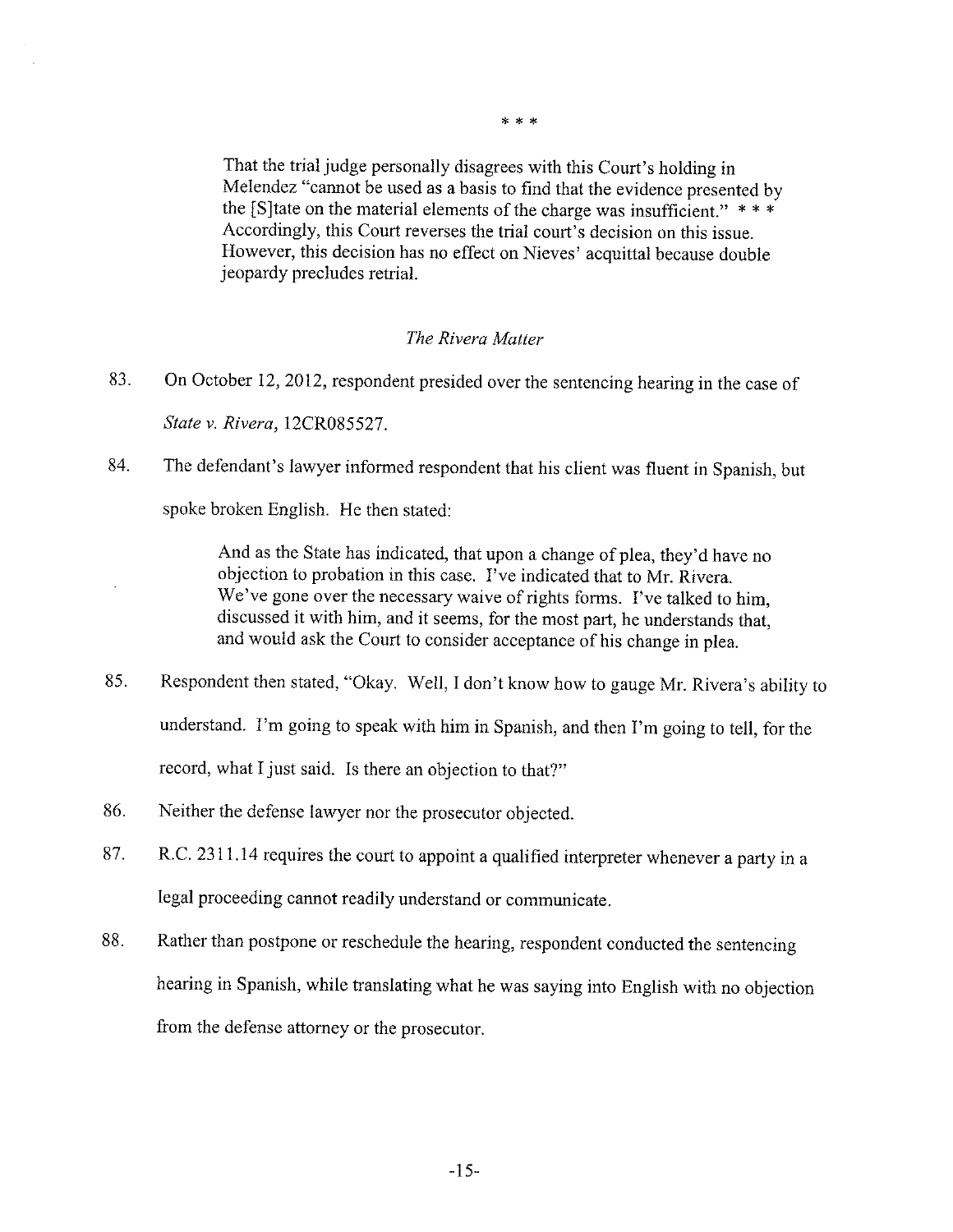\* \* \*

> That the trial judge personally disagrees with this Court's holding in Melendez "cannot be used as a basis to find that the evidence presented by the [S]tate on the material elements of the charge was insufficient." \* \* \* Accordingly, this Court reverses the trial court's decision on this issue. However, this decision has no effect on Nieves' acquittal because double jeopardy precludes retrial.

*The Rivera Matter*

83. On October 12, 2012, respondent presided over the sentencing hearing in the case of *State v. Rivera*, 12CR085527.

84. The defendant's lawyer informed respondent that his client was fluent in Spanish, but spoke broken English. He then stated:

    > And as the State has indicated, that upon a change of plea, they'd have no objection to probation in this case. I've indicated that to Mr. Rivera. We've gone over the necessary waive of rights forms. I've talked to him, discussed it with him, and it seems, for the most part, he understands that, and would ask the Court to consider acceptance of his change in plea.

85. Respondent then stated, "Okay. Well, I don't know how to gauge Mr. Rivera's ability to understand. I'm going to speak with him in Spanish, and then I'm going to tell, for the record, what I just said. Is there an objection to that?"

86. Neither the defense lawyer nor the prosecutor objected.

87. R.C. 2311.14 requires the court to appoint a qualified interpreter whenever a party in a legal proceeding cannot readily understand or communicate.

88. Rather than postpone or reschedule the hearing, respondent conducted the sentencing hearing in Spanish, while translating what he was saying into English with no objection from the defense attorney or the prosecutor.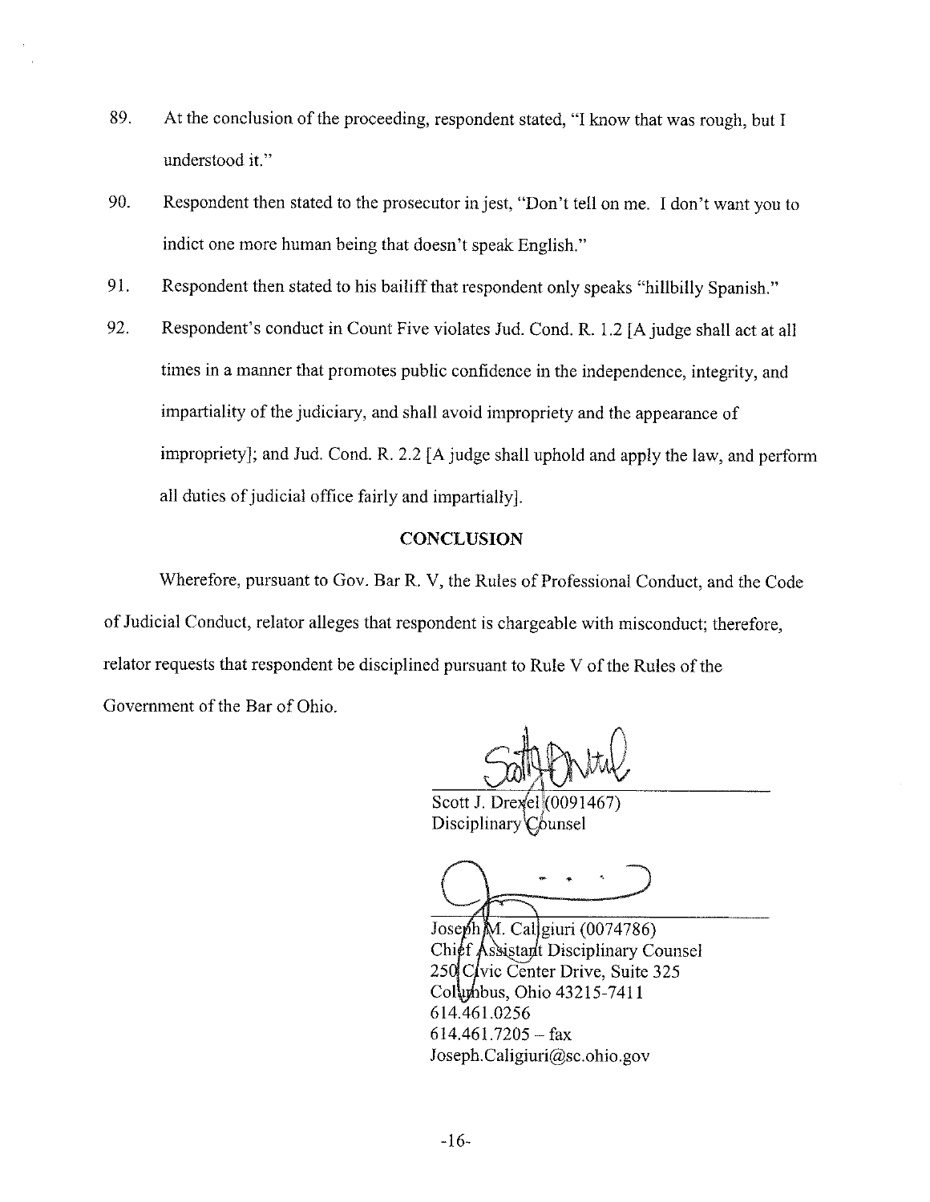89. At the conclusion of the proceeding, respondent stated, "I know that was rough, but I understood it."

90. Respondent then stated to the prosecutor in jest, "Don't tell on me. I don't want you to indict one more human being that doesn't speak English."

91. Respondent then stated to his bailiff that respondent only speaks "hillbilly Spanish."

92. Respondent's conduct in Count Five violates Jud. Cond. R. 1.2 [A judge shall act at all times in a manner that promotes public confidence in the independence, integrity, and impartiality of the judiciary, and shall avoid impropriety and the appearance of impropriety]; and Jud. Cond. R. 2.2 [A judge shall uphold and apply the law, and perform all duties of judicial office fairly and impartially].

## CONCLUSION

Wherefore, pursuant to Gov. Bar R. V, the Rules of Professional Conduct, and the Code of Judicial Conduct, relator alleges that respondent is chargeable with misconduct; therefore, relator requests that respondent be disciplined pursuant to Rule V of the Rules of the Government of the Bar of Ohio.

Scott J. Drexel (0091467)
Disciplinary Counsel

Joseph M. Caligiuri (0074786)
Chief Assistant Disciplinary Counsel
250 Civic Center Drive, Suite 325
Columbus, Ohio 43215-7411
614.461.0256
614.461.7205 – fax
Joseph.Caligiuri@sc.ohio.gov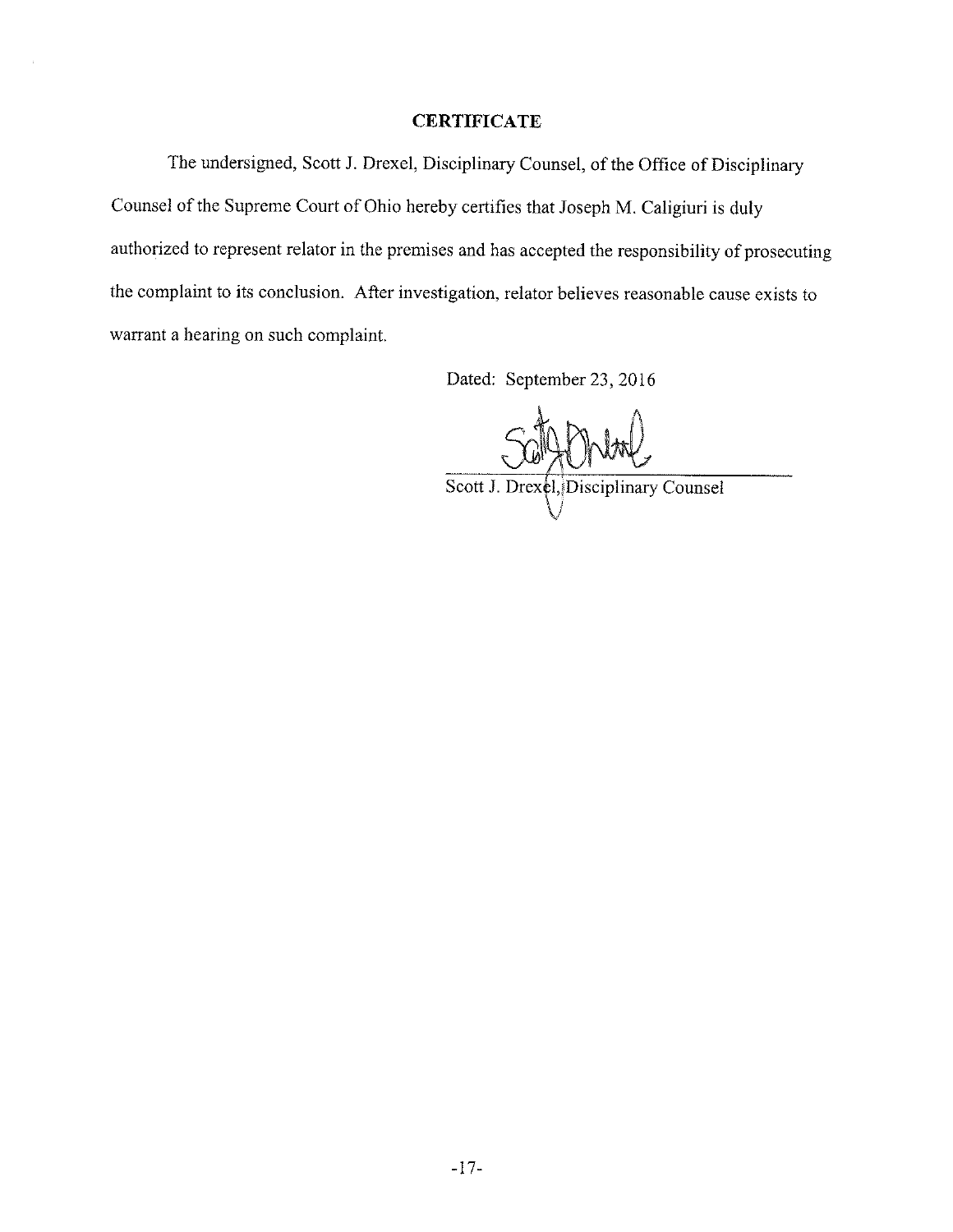## CERTIFICATE

The undersigned, Scott J. Drexel, Disciplinary Counsel, of the Office of Disciplinary Counsel of the Supreme Court of Ohio hereby certifies that Joseph M. Caligiuri is duly authorized to represent relator in the premises and has accepted the responsibility of prosecuting the complaint to its conclusion. After investigation, relator believes reasonable cause exists to warrant a hearing on such complaint.

Dated: September 23, 2016

Scott J. Drexel, Disciplinary Counsel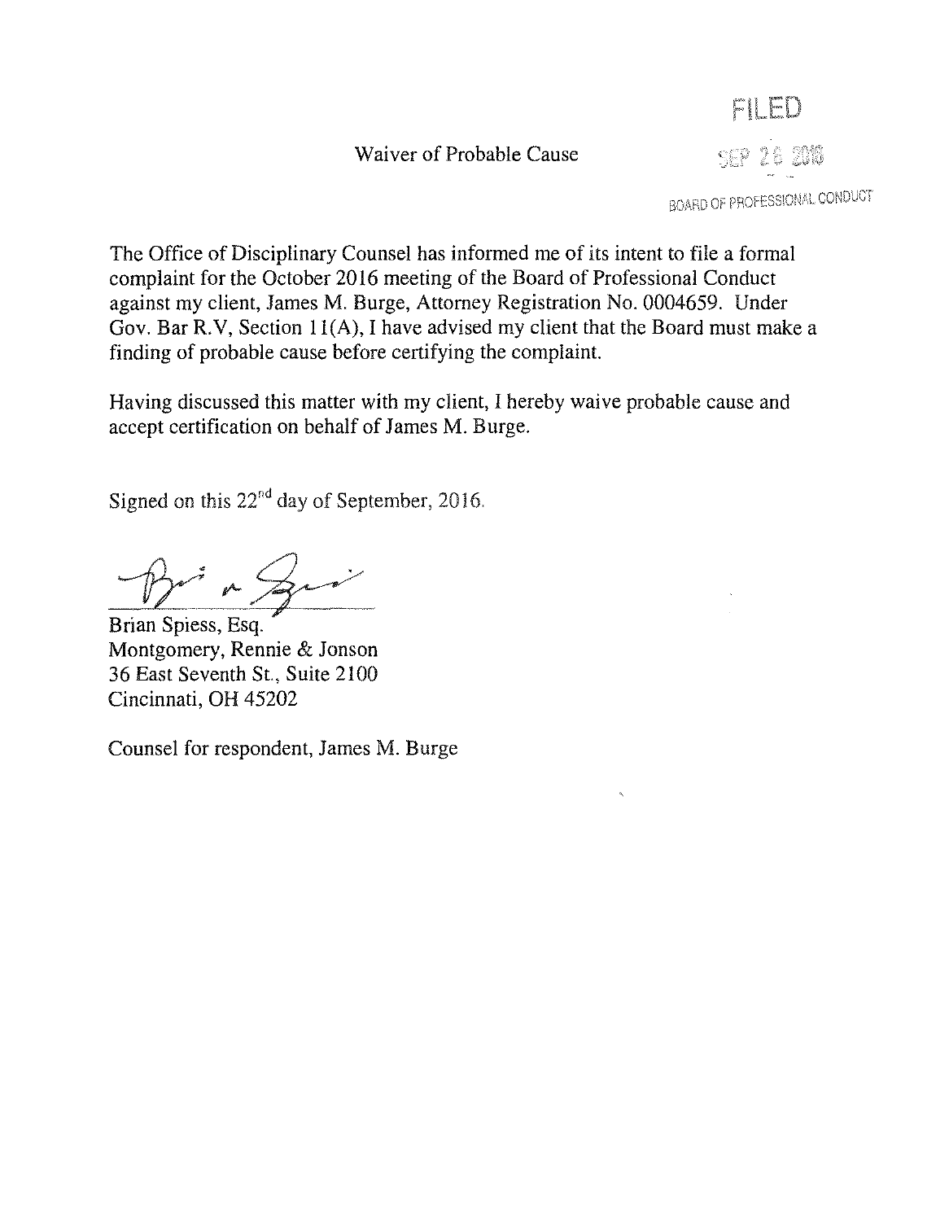FILED

SEP 26 2016

BOARD OF PROFESSIONAL CONDUCT

# Waiver of Probable Cause

The Office of Disciplinary Counsel has informed me of its intent to file a formal complaint for the October 2016 meeting of the Board of Professional Conduct against my client, James M. Burge, Attorney Registration No. 0004659. Under Gov. Bar R.V, Section 11(A), I have advised my client that the Board must make a finding of probable cause before certifying the complaint.

Having discussed this matter with my client, I hereby waive probable cause and accept certification on behalf of James M. Burge.

Signed on this 22nd day of September, 2016.

Brian Spiess, Esq.
Montgomery, Rennie & Jonson
36 East Seventh St., Suite 2100
Cincinnati, OH 45202

Counsel for respondent, James M. Burge